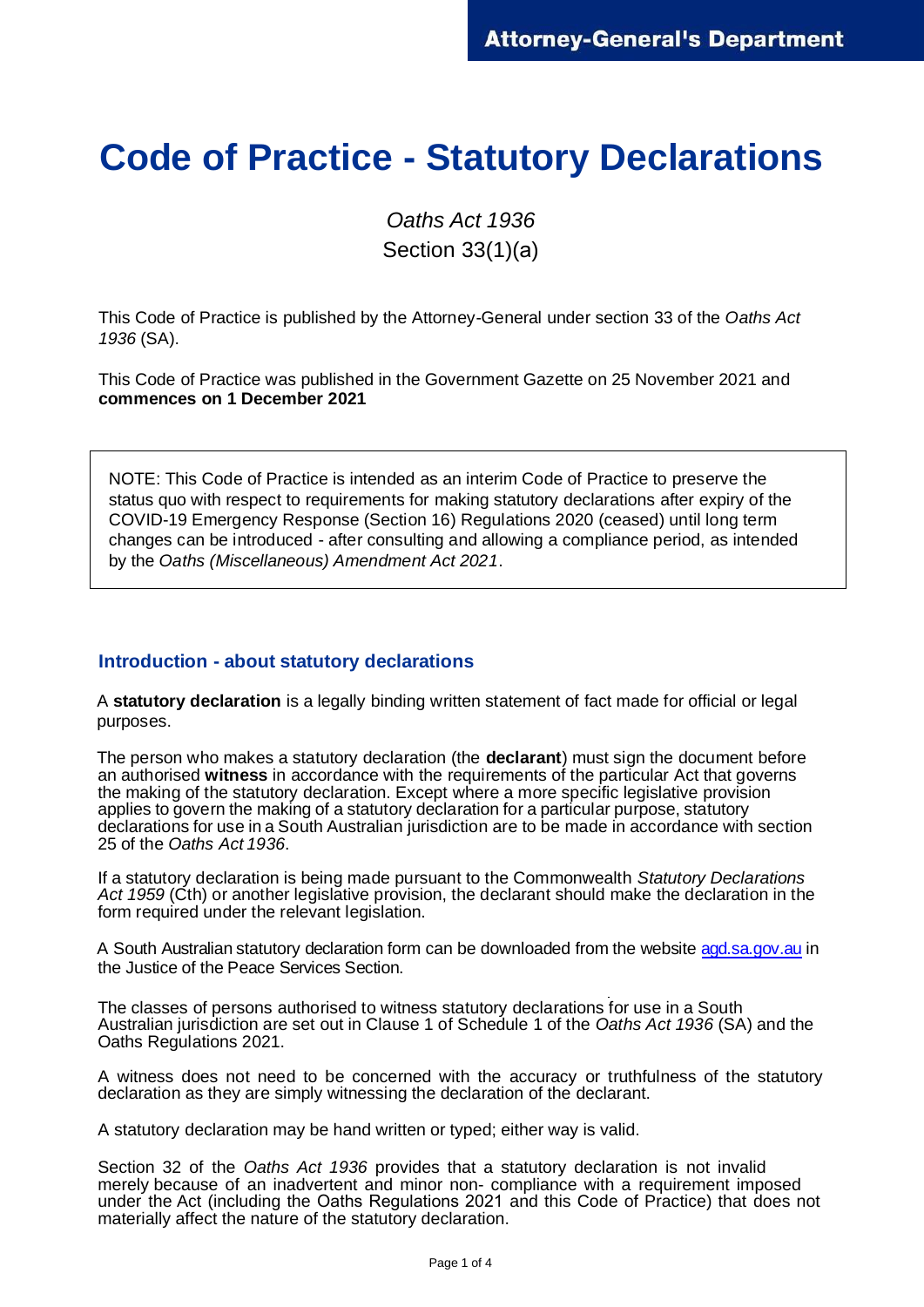# Code of Practice - Statutory Declarations

*Oaths Act 1936*
Section 33(1)(a)

This Code of Practice is published by the Attorney-General under section 33 of the *Oaths Act 1936* (SA).

This Code of Practice was published in the Government Gazette on 25 November 2021 and **commences on 1 December 2021**

> NOTE: This Code of Practice is intended as an interim Code of Practice to preserve the status quo with respect to requirements for making statutory declarations after expiry of the COVID-19 Emergency Response (Section 16) Regulations 2020 (ceased) until long term changes can be introduced - after consulting and allowing a compliance period, as intended by the *Oaths (Miscellaneous) Amendment Act 2021*.

## Introduction - about statutory declarations

A **statutory declaration** is a legally binding written statement of fact made for official or legal purposes.

The person who makes a statutory declaration (the **declarant**) must sign the document before an authorised **witness** in accordance with the requirements of the particular Act that governs the making of the statutory declaration. Except where a more specific legislative provision applies to govern the making of a statutory declaration for a particular purpose, statutory declarations for use in a South Australian jurisdiction are to be made in accordance with section 25 of the *Oaths Act 1936*.

If a statutory declaration is being made pursuant to the Commonwealth *Statutory Declarations Act 1959* (Cth) or another legislative provision, the declarant should make the declaration in the form required under the relevant legislation.

A South Australian statutory declaration form can be downloaded from the website agd.sa.gov.au in the Justice of the Peace Services Section.

The classes of persons authorised to witness statutory declarations for use in a South Australian jurisdiction are set out in Clause 1 of Schedule 1 of the *Oaths Act 1936* (SA) and the Oaths Regulations 2021.

A witness does not need to be concerned with the accuracy or truthfulness of the statutory declaration as they are simply witnessing the declaration of the declarant.

A statutory declaration may be hand written or typed; either way is valid.

Section 32 of the *Oaths Act 1936* provides that a statutory declaration is not invalid merely because of an inadvertent and minor non- compliance with a requirement imposed under the Act (including the Oaths Regulations 2021 and this Code of Practice) that does not materially affect the nature of the statutory declaration.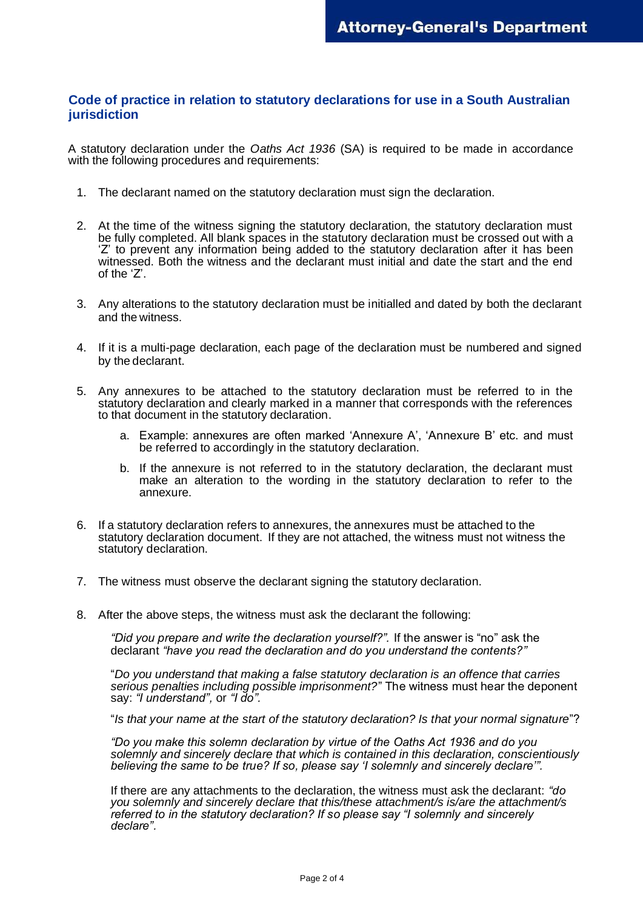## Code of practice in relation to statutory declarations for use in a South Australian jurisdiction

A statutory declaration under the *Oaths Act 1936* (SA) is required to be made in accordance with the following procedures and requirements:

1. The declarant named on the statutory declaration must sign the declaration.

2. At the time of the witness signing the statutory declaration, the statutory declaration must be fully completed. All blank spaces in the statutory declaration must be crossed out with a 'Z' to prevent any information being added to the statutory declaration after it has been witnessed. Both the witness and the declarant must initial and date the start and the end of the 'Z'.

3. Any alterations to the statutory declaration must be initialled and dated by both the declarant and the witness.

4. If it is a multi-page declaration, each page of the declaration must be numbered and signed by the declarant.

5. Any annexures to be attached to the statutory declaration must be referred to in the statutory declaration and clearly marked in a manner that corresponds with the references to that document in the statutory declaration.

    a. Example: annexures are often marked 'Annexure A', 'Annexure B' etc. and must be referred to accordingly in the statutory declaration.

    b. If the annexure is not referred to in the statutory declaration, the declarant must make an alteration to the wording in the statutory declaration to refer to the annexure.

6. If a statutory declaration refers to annexures, the annexures must be attached to the statutory declaration document. If they are not attached, the witness must not witness the statutory declaration.

7. The witness must observe the declarant signing the statutory declaration.

8. After the above steps, the witness must ask the declarant the following:

    *"Did you prepare and write the declaration yourself?".* If the answer is "no" ask the declarant *"have you read the declaration and do you understand the contents?"*

    "*Do you understand that making a false statutory declaration is an offence that carries serious penalties including possible imprisonment?*" The witness must hear the deponent say: *"I understand",* or *"I do".*

    "*Is that your name at the start of the statutory declaration? Is that your normal signature*"?

    *"Do you make this solemn declaration by virtue of the Oaths Act 1936 and do you solemnly and sincerely declare that which is contained in this declaration, conscientiously believing the same to be true? If so, please say 'I solemnly and sincerely declare'".*

    If there are any attachments to the declaration, the witness must ask the declarant: *"do you solemnly and sincerely declare that this/these attachment/s is/are the attachment/s referred to in the statutory declaration? If so please say "I solemnly and sincerely declare".*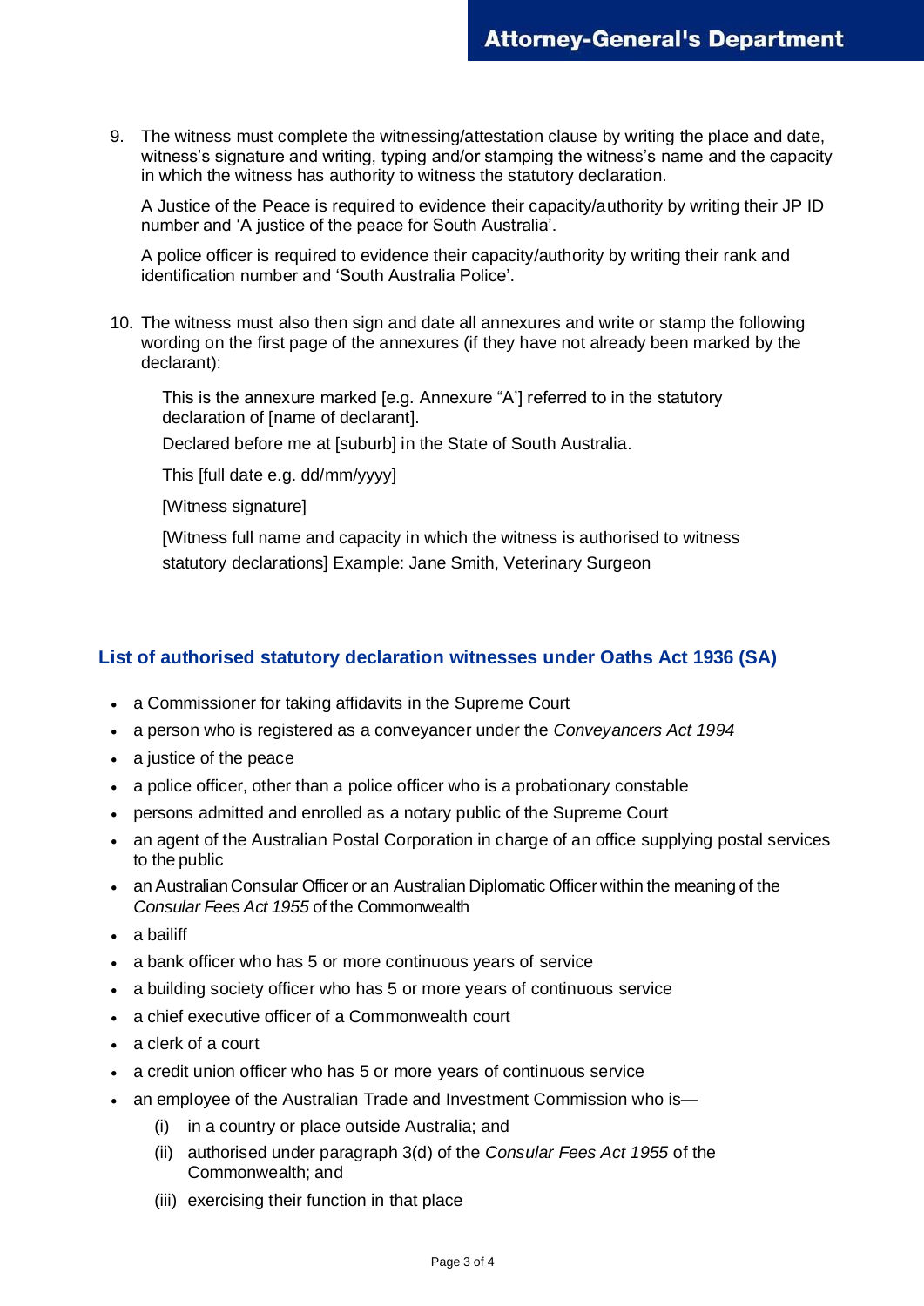9. The witness must complete the witnessing/attestation clause by writing the place and date, witness's signature and writing, typing and/or stamping the witness's name and the capacity in which the witness has authority to witness the statutory declaration.

   A Justice of the Peace is required to evidence their capacity/authority by writing their JP ID number and 'A justice of the peace for South Australia'.

   A police officer is required to evidence their capacity/authority by writing their rank and identification number and 'South Australia Police'.

10. The witness must also then sign and date all annexures and write or stamp the following wording on the first page of the annexures (if they have not already been marked by the declarant):

    This is the annexure marked [e.g. Annexure "A'] referred to in the statutory declaration of [name of declarant].

    Declared before me at [suburb] in the State of South Australia.

    This [full date e.g. dd/mm/yyyy]

    [Witness signature]

    [Witness full name and capacity in which the witness is authorised to witness statutory declarations] Example: Jane Smith, Veterinary Surgeon

## List of authorised statutory declaration witnesses under Oaths Act 1936 (SA)

- a Commissioner for taking affidavits in the Supreme Court
- a person who is registered as a conveyancer under the *Conveyancers Act 1994*
- a justice of the peace
- a police officer, other than a police officer who is a probationary constable
- persons admitted and enrolled as a notary public of the Supreme Court
- an agent of the Australian Postal Corporation in charge of an office supplying postal services to the public
- an Australian Consular Officer or an Australian Diplomatic Officer within the meaning of the *Consular Fees Act 1955* of the Commonwealth
- a bailiff
- a bank officer who has 5 or more continuous years of service
- a building society officer who has 5 or more years of continuous service
- a chief executive officer of a Commonwealth court
- a clerk of a court
- a credit union officer who has 5 or more years of continuous service
- an employee of the Australian Trade and Investment Commission who is—
  - (i) in a country or place outside Australia; and
  - (ii) authorised under paragraph 3(d) of the *Consular Fees Act 1955* of the Commonwealth; and
  - (iii) exercising their function in that place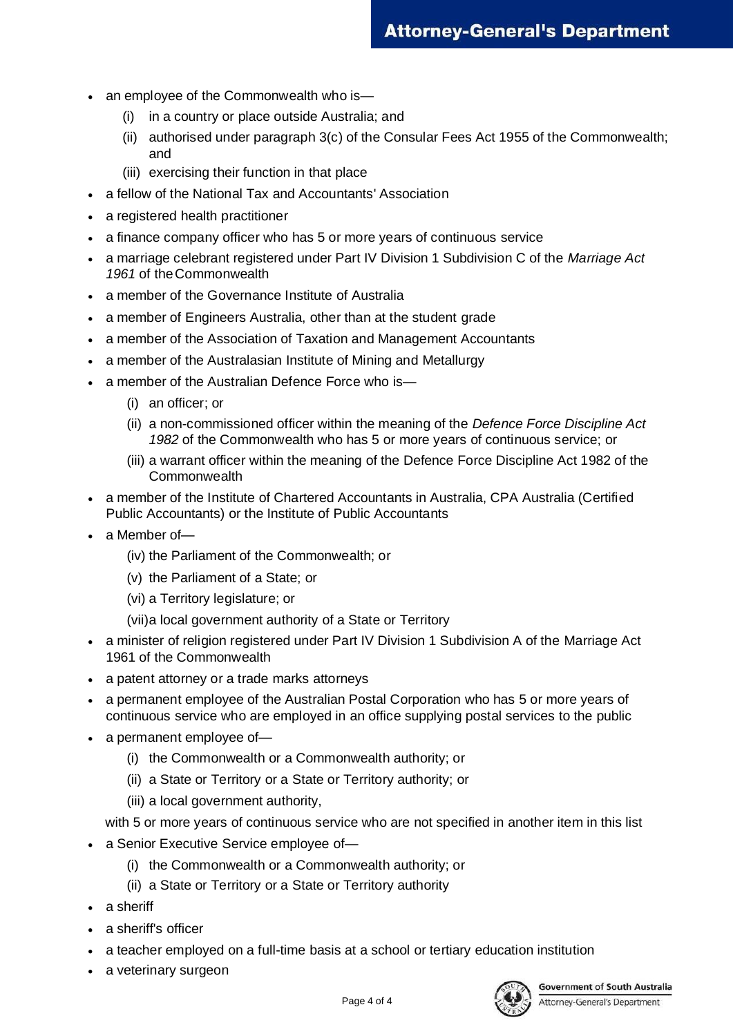- an employee of the Commonwealth who is—
  - (i) in a country or place outside Australia; and
  - (ii) authorised under paragraph 3(c) of the Consular Fees Act 1955 of the Commonwealth; and
  - (iii) exercising their function in that place
- a fellow of the National Tax and Accountants' Association
- a registered health practitioner
- a finance company officer who has 5 or more years of continuous service
- a marriage celebrant registered under Part IV Division 1 Subdivision C of the *Marriage Act 1961* of the Commonwealth
- a member of the Governance Institute of Australia
- a member of Engineers Australia, other than at the student grade
- a member of the Association of Taxation and Management Accountants
- a member of the Australasian Institute of Mining and Metallurgy
- a member of the Australian Defence Force who is—
  - (i) an officer; or
  - (ii) a non-commissioned officer within the meaning of the *Defence Force Discipline Act 1982* of the Commonwealth who has 5 or more years of continuous service; or
  - (iii) a warrant officer within the meaning of the Defence Force Discipline Act 1982 of the Commonwealth
- a member of the Institute of Chartered Accountants in Australia, CPA Australia (Certified Public Accountants) or the Institute of Public Accountants
- a Member of—
  - (iv) the Parliament of the Commonwealth; or
  - (v) the Parliament of a State; or
  - (vi) a Territory legislature; or
  - (vii) a local government authority of a State or Territory
- a minister of religion registered under Part IV Division 1 Subdivision A of the Marriage Act 1961 of the Commonwealth
- a patent attorney or a trade marks attorneys
- a permanent employee of the Australian Postal Corporation who has 5 or more years of continuous service who are employed in an office supplying postal services to the public
- a permanent employee of—
  - (i) the Commonwealth or a Commonwealth authority; or
  - (ii) a State or Territory or a State or Territory authority; or
  - (iii) a local government authority,

  with 5 or more years of continuous service who are not specified in another item in this list
- a Senior Executive Service employee of—
  - (i) the Commonwealth or a Commonwealth authority; or
  - (ii) a State or Territory or a State or Territory authority
- a sheriff
- a sheriff's officer
- a teacher employed on a full-time basis at a school or tertiary education institution
- a veterinary surgeon